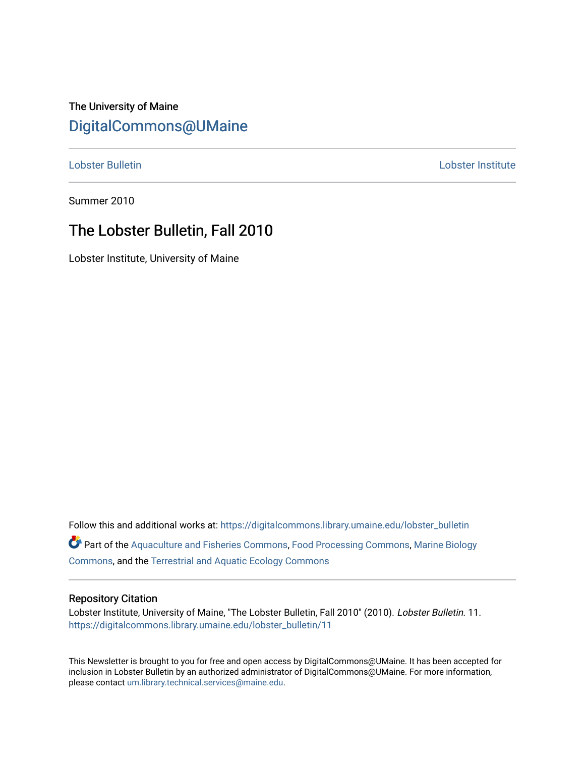The University of Maine

[DigitalCommons@UMaine](https://digitalcommons.library.umaine.edu/)

[Lobster Bulletin](https://digitalcommons.library.umaine.edu/lobster_bulletin) [Lobster Institute](https://digitalcommons.library.umaine.edu/lobster_institute)

Summer 2010

# The Lobster Bulletin, Fall 2010

Lobster Institute, University of Maine

Follow this and additional works at: https://digitalcommons.library.umaine.edu/lobster_bulletin

Part of the Aquaculture and Fisheries Commons, Food Processing Commons, Marine Biology Commons, and the Terrestrial and Aquatic Ecology Commons

## Repository Citation

Lobster Institute, University of Maine, "The Lobster Bulletin, Fall 2010" (2010). *Lobster Bulletin*. 11.
https://digitalcommons.library.umaine.edu/lobster_bulletin/11

This Newsletter is brought to you for free and open access by DigitalCommons@UMaine. It has been accepted for inclusion in Lobster Bulletin by an authorized administrator of DigitalCommons@UMaine. For more information, please contact um.library.technical.services@maine.edu.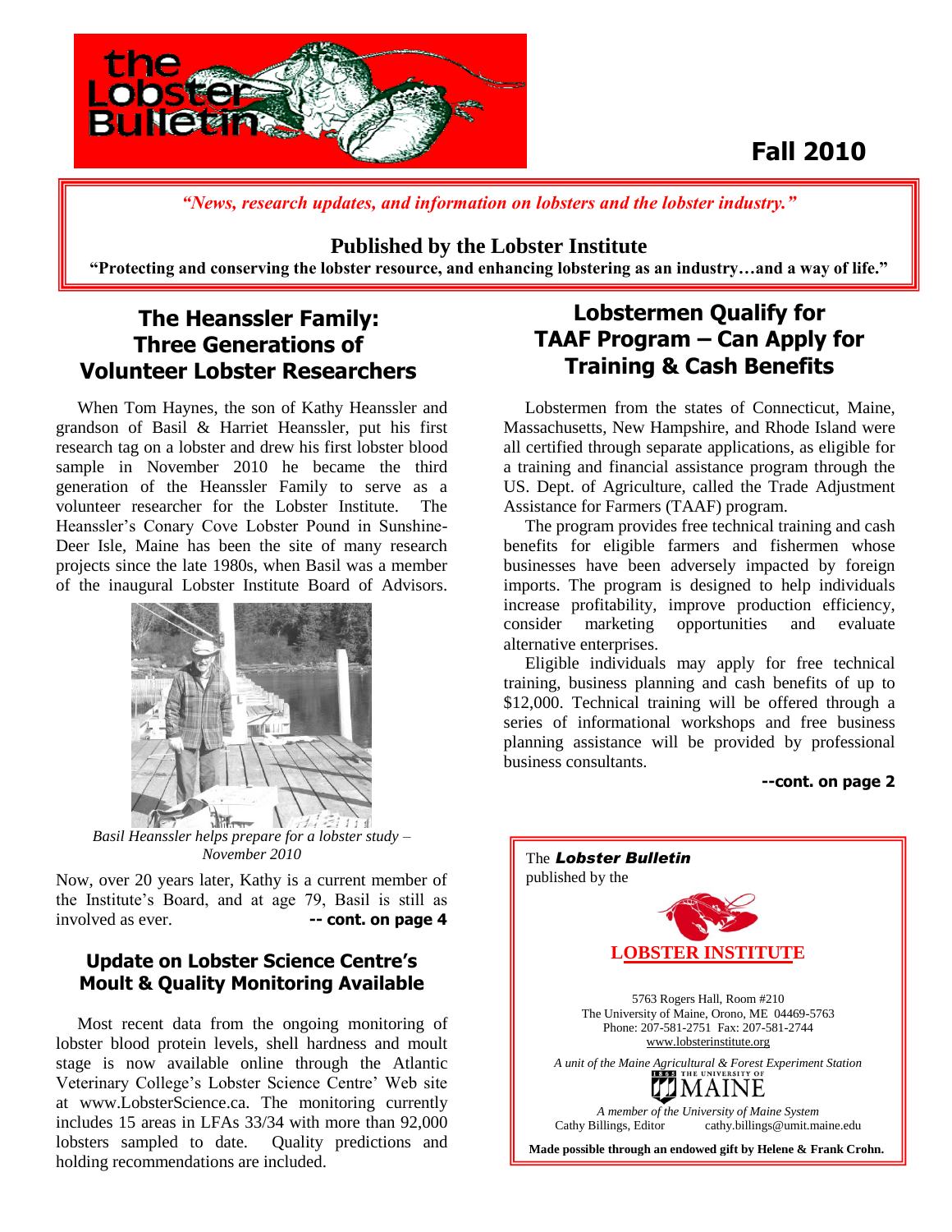# the Lobster Bulletin

**Fall 2010**

*"News, research updates, and information on lobsters and the lobster industry."*

**Published by the Lobster Institute**

**"Protecting and conserving the lobster resource, and enhancing lobstering as an industry…and a way of life."**

## The Heanssler Family: Three Generations of Volunteer Lobster Researchers

When Tom Haynes, the son of Kathy Heanssler and grandson of Basil & Harriet Heanssler, put his first research tag on a lobster and drew his first lobster blood sample in November 2010 he became the third generation of the Heanssler Family to serve as a volunteer researcher for the Lobster Institute. The Heanssler's Conary Cove Lobster Pound in Sunshine-Deer Isle, Maine has been the site of many research projects since the late 1980s, when Basil was a member of the inaugural Lobster Institute Board of Advisors.

*Basil Heanssler helps prepare for a lobster study – November 2010*

Now, over 20 years later, Kathy is a current member of the Institute's Board, and at age 79, Basil is still as involved as ever. **-- cont. on page 4**

### Update on Lobster Science Centre's Moult & Quality Monitoring Available

Most recent data from the ongoing monitoring of lobster blood protein levels, shell hardness and moult stage is now available online through the Atlantic Veterinary College's Lobster Science Centre' Web site at www.LobsterScience.ca. The monitoring currently includes 15 areas in LFAs 33/34 with more than 92,000 lobsters sampled to date. Quality predictions and holding recommendations are included.

## Lobstermen Qualify for TAAF Program – Can Apply for Training & Cash Benefits

Lobstermen from the states of Connecticut, Maine, Massachusetts, New Hampshire, and Rhode Island were all certified through separate applications, as eligible for a training and financial assistance program through the US. Dept. of Agriculture, called the Trade Adjustment Assistance for Farmers (TAAF) program.

The program provides free technical training and cash benefits for eligible farmers and fishermen whose businesses have been adversely impacted by foreign imports. The program is designed to help individuals increase profitability, improve production efficiency, consider marketing opportunities and evaluate alternative enterprises.

Eligible individuals may apply for free technical training, business planning and cash benefits of up to $12,000. Technical training will be offered through a series of informational workshops and free business planning assistance will be provided by professional business consultants.

**--cont. on page 2**

The ***Lobster Bulletin*** published by the

**LOBSTER INSTITUTE**

5763 Rogers Hall, Room #210
The University of Maine, Orono, ME 04469-5763
Phone: 207-581-2751 Fax: 207-581-2744
www.lobsterinstitute.org

*A unit of the Maine Agricultural & Forest Experiment Station*

THE UNIVERSITY OF MAINE

*A member of the University of Maine System*

Cathy Billings, Editor cathy.billings@umit.maine.edu

**Made possible through an endowed gift by Helene & Frank Crohn.**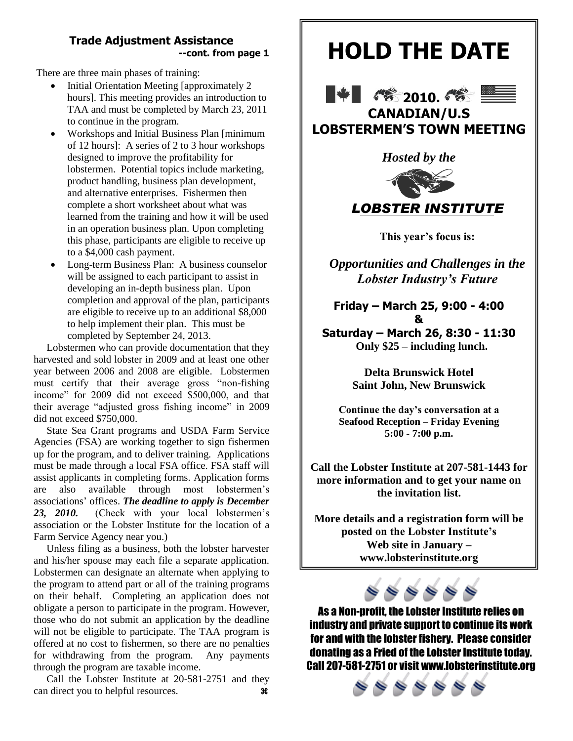## Trade Adjustment Assistance

**--cont. from page 1**

There are three main phases of training:

- Initial Orientation Meeting [approximately 2 hours]. This meeting provides an introduction to TAA and must be completed by March 23, 2011 to continue in the program.
- Workshops and Initial Business Plan [minimum of 12 hours]: A series of 2 to 3 hour workshops designed to improve the profitability for lobstermen. Potential topics include marketing, product handling, business plan development, and alternative enterprises. Fishermen then complete a short worksheet about what was learned from the training and how it will be used in an operation business plan. Upon completing this phase, participants are eligible to receive up to a $4,000 cash payment.
- Long-term Business Plan: A business counselor will be assigned to each participant to assist in developing an in-depth business plan. Upon completion and approval of the plan, participants are eligible to receive up to an additional $8,000 to help implement their plan. This must be completed by September 24, 2013.

Lobstermen who can provide documentation that they harvested and sold lobster in 2009 and at least one other year between 2006 and 2008 are eligible. Lobstermen must certify that their average gross "non-fishing income" for 2009 did not exceed $500,000, and that their average "adjusted gross fishing income" in 2009 did not exceed $750,000.

State Sea Grant programs and USDA Farm Service Agencies (FSA) are working together to sign fishermen up for the program, and to deliver training. Applications must be made through a local FSA office. FSA staff will assist applicants in completing forms. Application forms are also available through most lobstermen's associations' offices. ***The deadline to apply is December 23, 2010.*** (Check with your local lobstermen's association or the Lobster Institute for the location of a Farm Service Agency near you.)

Unless filing as a business, both the lobster harvester and his/her spouse may each file a separate application. Lobstermen can designate an alternate when applying to the program to attend part or all of the training programs on their behalf. Completing an application does not obligate a person to participate in the program. However, those who do not submit an application by the deadline will not be eligible to participate. The TAA program is offered at no cost to fishermen, so there are no penalties for withdrawing from the program. Any payments through the program are taxable income.

Call the Lobster Institute at 20-581-2751 and they can direct you to helpful resources. ⌘

# HOLD THE DATE

## 2010.
## CANADIAN/U.S LOBSTERMEN'S TOWN MEETING

*Hosted by the*

***LOBSTER INSTITUTE***

**This year's focus is:**

***Opportunities and Challenges in the Lobster Industry's Future***

**Friday – March 25, 9:00 - 4:00**
**&**
**Saturday – March 26, 8:30 - 11:30**

**Only $25 – including lunch.**

**Delta Brunswick Hotel**
**Saint John, New Brunswick**

**Continue the day's conversation at a Seafood Reception – Friday Evening 5:00 - 7:00 p.m.**

**Call the Lobster Institute at 207-581-1443 for more information and to get your name on the invitation list.**

**More details and a registration form will be posted on the Lobster Institute's Web site in January – www.lobsterinstitute.org**

As a Non-profit, the Lobster Institute relies on industry and private support to continue its work for and with the lobster fishery. Please consider donating as a Fried of the Lobster Institute today. Call 207-581-2751 or visit www.lobsterinstitute.org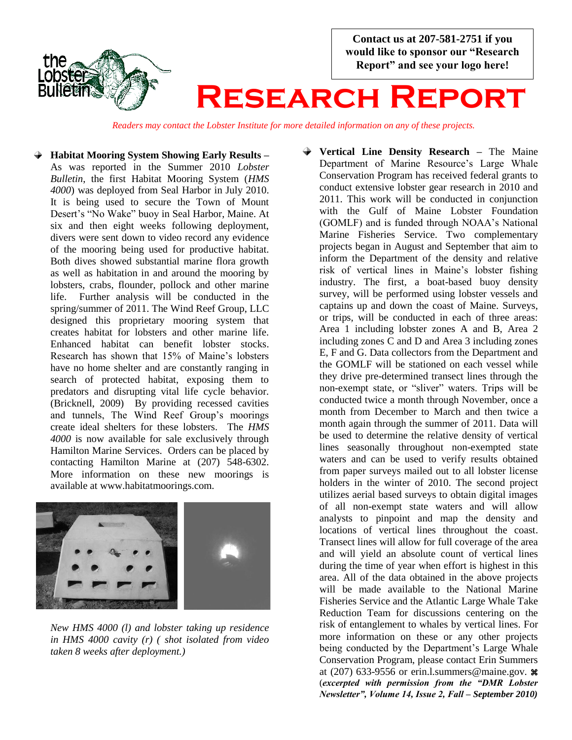Contact us at 207-581-2751 if you would like to sponsor our "Research Report" and see your logo here!

# Research Report

*Readers may contact the Lobster Institute for more detailed information on any of these projects.*

- **Habitat Mooring System Showing Early Results –** As was reported in the Summer 2010 *Lobster Bulletin*, the first Habitat Mooring System (*HMS 4000*) was deployed from Seal Harbor in July 2010. It is being used to secure the Town of Mount Desert's "No Wake" buoy in Seal Harbor, Maine. At six and then eight weeks following deployment, divers were sent down to video record any evidence of the mooring being used for productive habitat. Both dives showed substantial marine flora growth as well as habitation in and around the mooring by lobsters, crabs, flounder, pollock and other marine life. Further analysis will be conducted in the spring/summer of 2011. The Wind Reef Group, LLC designed this proprietary mooring system that creates habitat for lobsters and other marine life. Enhanced habitat can benefit lobster stocks. Research has shown that 15% of Maine's lobsters have no home shelter and are constantly ranging in search of protected habitat, exposing them to predators and disrupting vital life cycle behavior. (Bricknell, 2009) By providing recessed cavities and tunnels, The Wind Reef Group's moorings create ideal shelters for these lobsters. The *HMS 4000* is now available for sale exclusively through Hamilton Marine Services. Orders can be placed by contacting Hamilton Marine at (207) 548-6302. More information on these new moorings is available at www.habitatmoorings.com.

*New HMS 4000 (l) and lobster taking up residence in HMS 4000 cavity (r) ( shot isolated from video taken 8 weeks after deployment.)*

- **Vertical Line Density Research –** The Maine Department of Marine Resource's Large Whale Conservation Program has received federal grants to conduct extensive lobster gear research in 2010 and 2011. This work will be conducted in conjunction with the Gulf of Maine Lobster Foundation (GOMLF) and is funded through NOAA's National Marine Fisheries Service. Two complementary projects began in August and September that aim to inform the Department of the density and relative risk of vertical lines in Maine's lobster fishing industry. The first, a boat-based buoy density survey, will be performed using lobster vessels and captains up and down the coast of Maine. Surveys, or trips, will be conducted in each of three areas: Area 1 including lobster zones A and B, Area 2 including zones C and D and Area 3 including zones E, F and G. Data collectors from the Department and the GOMLF will be stationed on each vessel while they drive pre-determined transect lines through the non-exempt state, or "sliver" waters. Trips will be conducted twice a month through November, once a month from December to March and then twice a month again through the summer of 2011. Data will be used to determine the relative density of vertical lines seasonally throughout non-exempted state waters and can be used to verify results obtained from paper surveys mailed out to all lobster license holders in the winter of 2010. The second project utilizes aerial based surveys to obtain digital images of all non-exempt state waters and will allow analysts to pinpoint and map the density and locations of vertical lines throughout the coast. Transect lines will allow for full coverage of the area and will yield an absolute count of vertical lines during the time of year when effort is highest in this area. All of the data obtained in the above projects will be made available to the National Marine Fisheries Service and the Atlantic Large Whale Take Reduction Team for discussions centering on the risk of entanglement to whales by vertical lines. For more information on these or any other projects being conducted by the Department's Large Whale Conservation Program, please contact Erin Summers at (207) 633-9556 or erin.l.summers@maine.gov. ⌘ (***excerpted with permission from the "DMR Lobster Newsletter", Volume 14, Issue 2, Fall – September 2010)***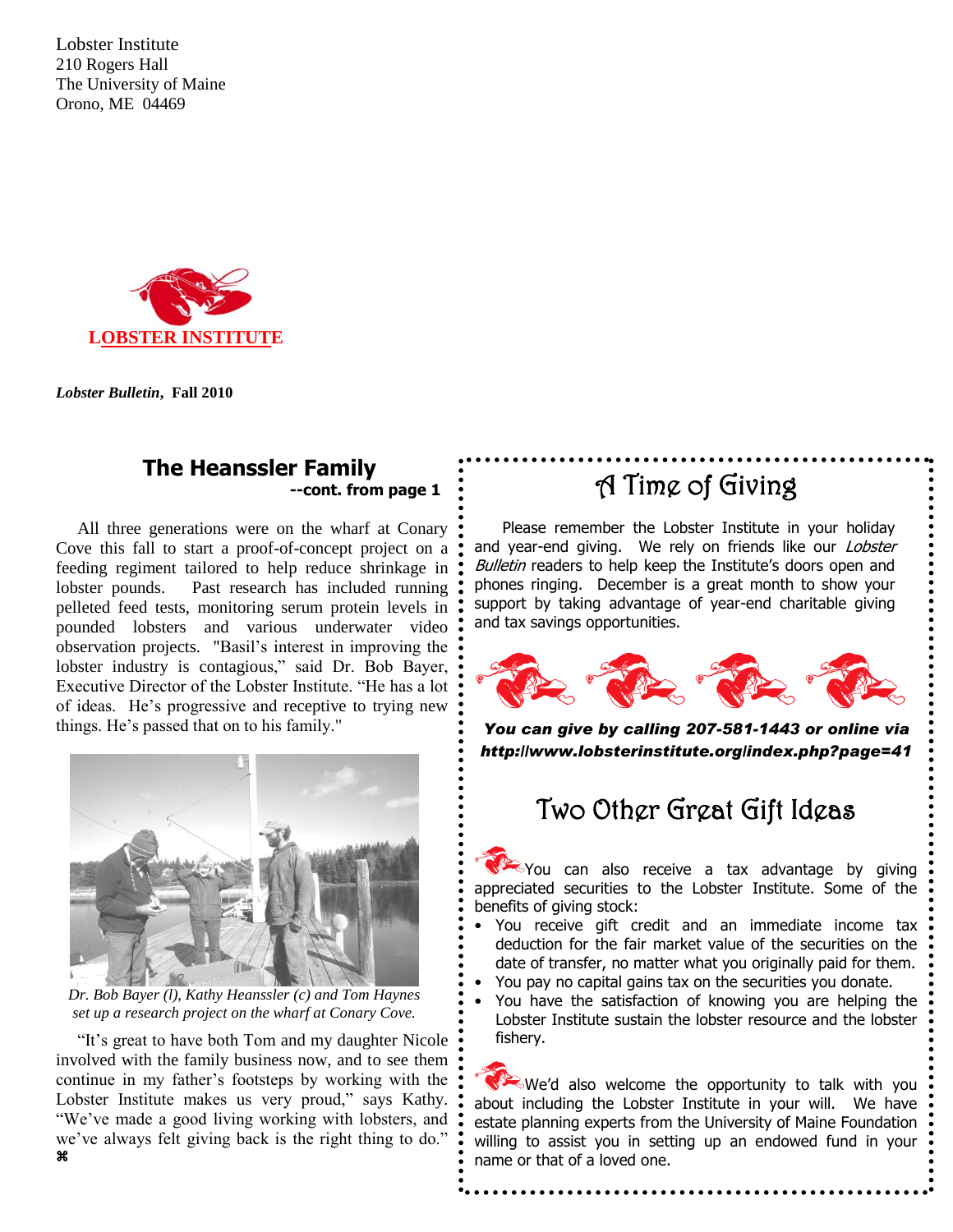Lobster Institute
210 Rogers Hall
The University of Maine
Orono, ME 04469

**LOBSTER INSTITUTE**

***Lobster Bulletin*, Fall 2010**

## The Heanssler Family

**--cont. from page 1**

All three generations were on the wharf at Conary Cove this fall to start a proof-of-concept project on a feeding regiment tailored to help reduce shrinkage in lobster pounds. Past research has included running pelleted feed tests, monitoring serum protein levels in pounded lobsters and various underwater video observation projects. "Basil's interest in improving the lobster industry is contagious," said Dr. Bob Bayer, Executive Director of the Lobster Institute. "He has a lot of ideas. He's progressive and receptive to trying new things. He's passed that on to his family."

*Dr. Bob Bayer (l), Kathy Heanssler (c) and Tom Haynes set up a research project on the wharf at Conary Cove.*

"It's great to have both Tom and my daughter Nicole involved with the family business now, and to see them continue in my father's footsteps by working with the Lobster Institute makes us very proud," says Kathy. "We've made a good living working with lobsters, and we've always felt giving back is the right thing to do." ⌘

## A Time of Giving

Please remember the Lobster Institute in your holiday and year-end giving. We rely on friends like our *Lobster Bulletin* readers to help keep the Institute's doors open and phones ringing. December is a great month to show your support by taking advantage of year-end charitable giving and tax savings opportunities.

***You can give by calling 207-581-1443 or online via http://www.lobsterinstitute.org/index.php?page=41***

## Two Other Great Gift Ideas

You can also receive a tax advantage by giving appreciated securities to the Lobster Institute. Some of the benefits of giving stock:

- You receive gift credit and an immediate income tax deduction for the fair market value of the securities on the date of transfer, no matter what you originally paid for them.
- You pay no capital gains tax on the securities you donate.
- You have the satisfaction of knowing you are helping the Lobster Institute sustain the lobster resource and the lobster fishery.

We'd also welcome the opportunity to talk with you about including the Lobster Institute in your will. We have estate planning experts from the University of Maine Foundation willing to assist you in setting up an endowed fund in your name or that of a loved one.